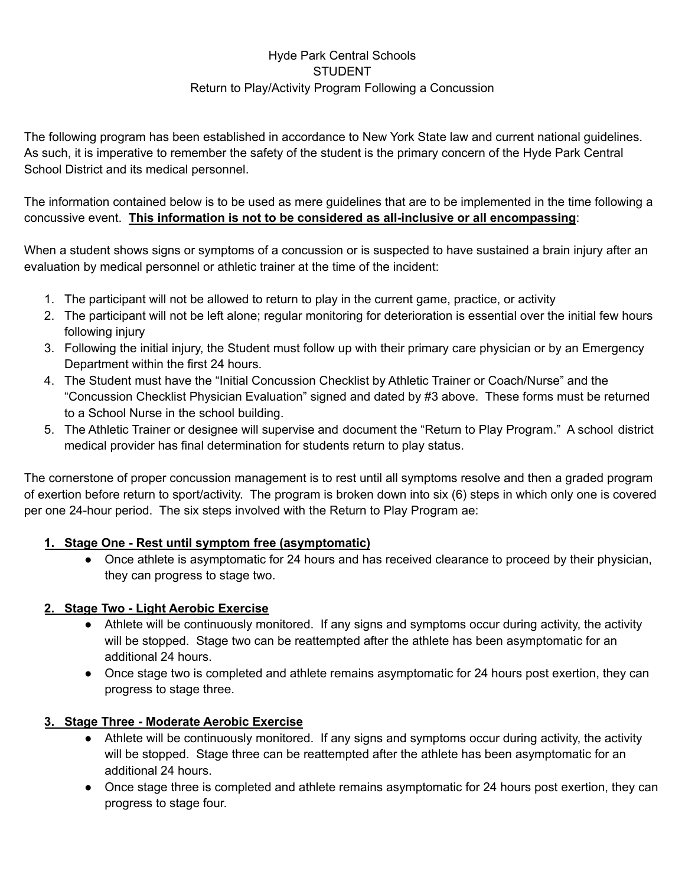Hyde Park Central Schools
STUDENT
Return to Play/Activity Program Following a Concussion

The following program has been established in accordance to New York State law and current national guidelines. As such, it is imperative to remember the safety of the student is the primary concern of the Hyde Park Central School District and its medical personnel.

The information contained below is to be used as mere guidelines that are to be implemented in the time following a concussive event. **<u>This information is not to be considered as all-inclusive or all encompassing</u>**:

When a student shows signs or symptoms of a concussion or is suspected to have sustained a brain injury after an evaluation by medical personnel or athletic trainer at the time of the incident:

1. The participant will not be allowed to return to play in the current game, practice, or activity
2. The participant will not be left alone; regular monitoring for deterioration is essential over the initial few hours following injury
3. Following the initial injury, the Student must follow up with their primary care physician or by an Emergency Department within the first 24 hours.
4. The Student must have the "Initial Concussion Checklist by Athletic Trainer or Coach/Nurse" and the "Concussion Checklist Physician Evaluation" signed and dated by #3 above. These forms must be returned to a School Nurse in the school building.
5. The Athletic Trainer or designee will supervise and document the "Return to Play Program." A school district medical provider has final determination for students return to play status.

The cornerstone of proper concussion management is to rest until all symptoms resolve and then a graded program of exertion before return to sport/activity. The program is broken down into six (6) steps in which only one is covered per one 24-hour period. The six steps involved with the Return to Play Program ae:

1. **<u>Stage One - Rest until symptom free (asymptomatic)</u>**
   - Once athlete is asymptomatic for 24 hours and has received clearance to proceed by their physician, they can progress to stage two.

2. **<u>Stage Two - Light Aerobic Exercise</u>**
   - Athlete will be continuously monitored. If any signs and symptoms occur during activity, the activity will be stopped. Stage two can be reattempted after the athlete has been asymptomatic for an additional 24 hours.
   - Once stage two is completed and athlete remains asymptomatic for 24 hours post exertion, they can progress to stage three.

3. **<u>Stage Three - Moderate Aerobic Exercise</u>**
   - Athlete will be continuously monitored. If any signs and symptoms occur during activity, the activity will be stopped. Stage three can be reattempted after the athlete has been asymptomatic for an additional 24 hours.
   - Once stage three is completed and athlete remains asymptomatic for 24 hours post exertion, they can progress to stage four.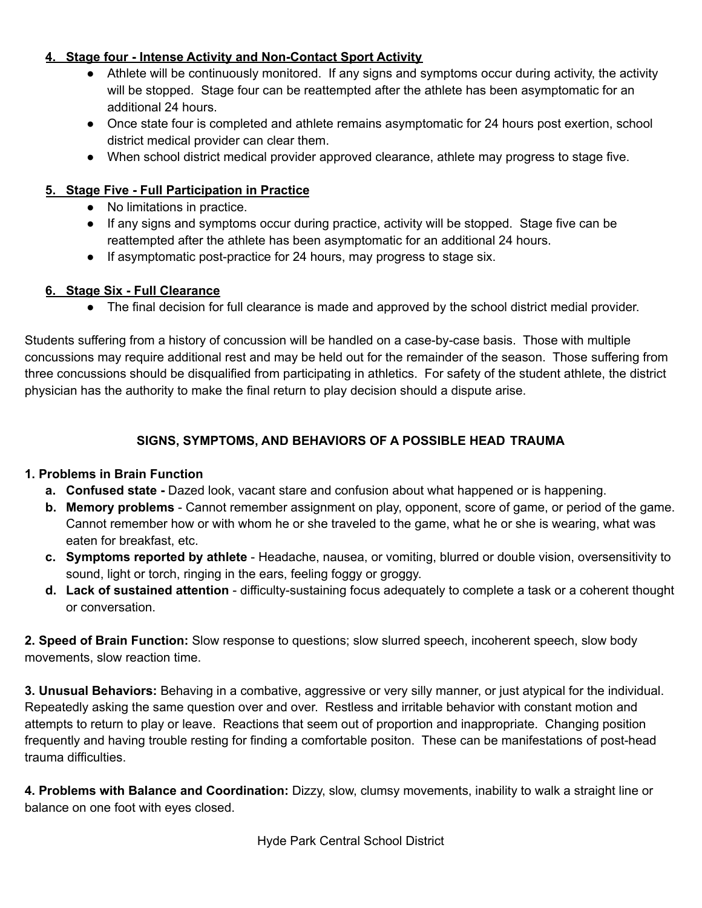**4. Stage four - Intense Activity and Non-Contact Sport Activity**

- Athlete will be continuously monitored. If any signs and symptoms occur during activity, the activity will be stopped. Stage four can be reattempted after the athlete has been asymptomatic for an additional 24 hours.
- Once state four is completed and athlete remains asymptomatic for 24 hours post exertion, school district medical provider can clear them.
- When school district medical provider approved clearance, athlete may progress to stage five.

**5. Stage Five - Full Participation in Practice**

- No limitations in practice.
- If any signs and symptoms occur during practice, activity will be stopped. Stage five can be reattempted after the athlete has been asymptomatic for an additional 24 hours.
- If asymptomatic post-practice for 24 hours, may progress to stage six.

**6. Stage Six - Full Clearance**

- The final decision for full clearance is made and approved by the school district medial provider.

Students suffering from a history of concussion will be handled on a case-by-case basis. Those with multiple concussions may require additional rest and may be held out for the remainder of the season. Those suffering from three concussions should be disqualified from participating in athletics. For safety of the student athlete, the district physician has the authority to make the final return to play decision should a dispute arise.

## SIGNS, SYMPTOMS, AND BEHAVIORS OF A POSSIBLE HEAD TRAUMA

**1. Problems in Brain Function**

a. **Confused state -** Dazed look, vacant stare and confusion about what happened or is happening.
b. **Memory problems** - Cannot remember assignment on play, opponent, score of game, or period of the game. Cannot remember how or with whom he or she traveled to the game, what he or she is wearing, what was eaten for breakfast, etc.
c. **Symptoms reported by athlete** - Headache, nausea, or vomiting, blurred or double vision, oversensitivity to sound, light or torch, ringing in the ears, feeling foggy or groggy.
d. **Lack of sustained attention** - difficulty-sustaining focus adequately to complete a task or a coherent thought or conversation.

**2. Speed of Brain Function:** Slow response to questions; slow slurred speech, incoherent speech, slow body movements, slow reaction time.

**3. Unusual Behaviors:** Behaving in a combative, aggressive or very silly manner, or just atypical for the individual. Repeatedly asking the same question over and over. Restless and irritable behavior with constant motion and attempts to return to play or leave. Reactions that seem out of proportion and inappropriate. Changing position frequently and having trouble resting for finding a comfortable positon. These can be manifestations of post-head trauma difficulties.

**4. Problems with Balance and Coordination:** Dizzy, slow, clumsy movements, inability to walk a straight line or balance on one foot with eyes closed.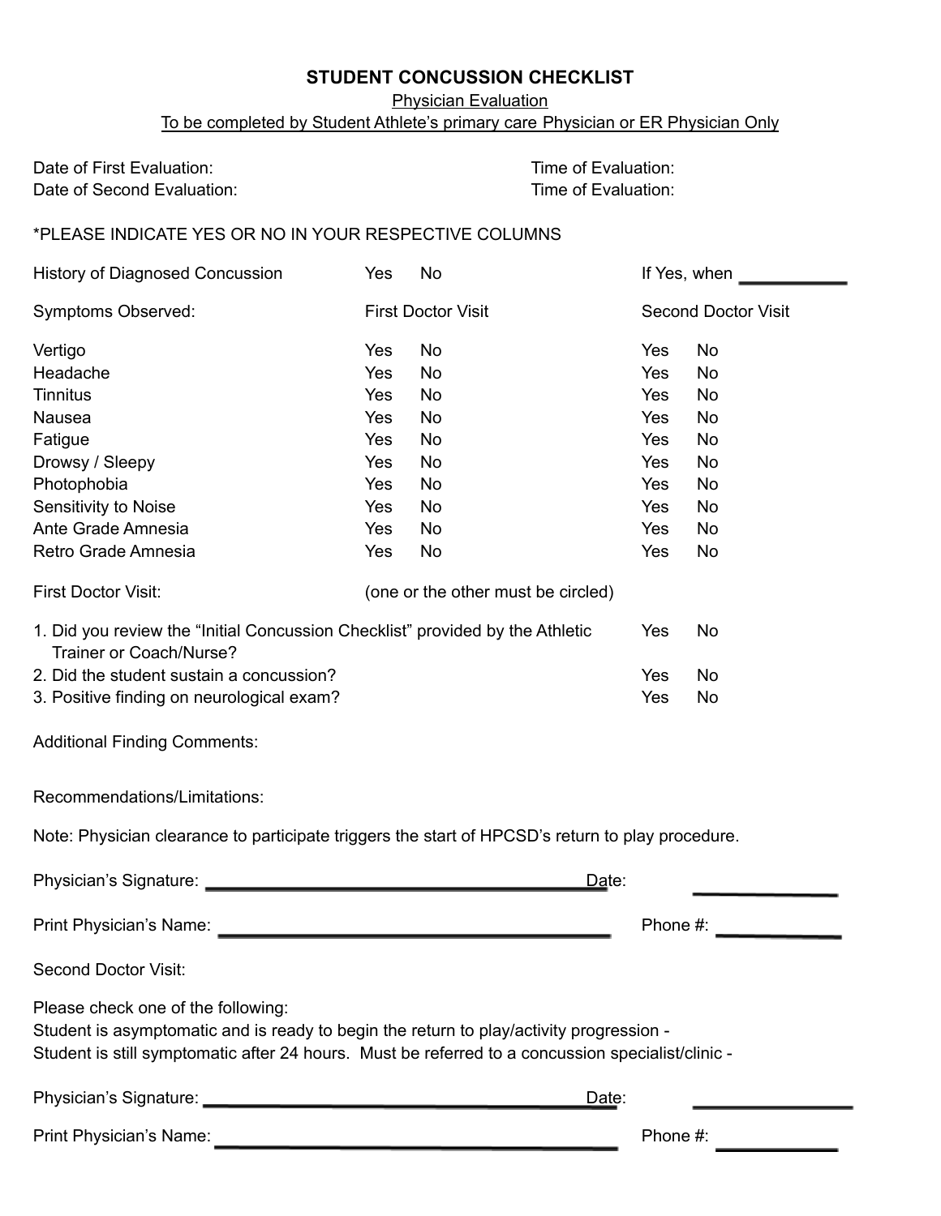# STUDENT CONCUSSION CHECKLIST

Physician Evaluation

To be completed by Student Athlete's primary care Physician or ER Physician Only

Date of First Evaluation: Time of Evaluation:

Date of Second Evaluation: Time of Evaluation:

*PLEASE INDICATE YES OR NO IN YOUR RESPECTIVE COLUMNS

History of Diagnosed Concussion Yes No If Yes, when ____________

| Symptoms Observed: | First Doctor Visit | | Second Doctor Visit | |
|---|---|---|---|---|
| Vertigo | Yes | No | Yes | No |
| Headache | Yes | No | Yes | No |
| Tinnitus | Yes | No | Yes | No |
| Nausea | Yes | No | Yes | No |
| Fatigue | Yes | No | Yes | No |
| Drowsy / Sleepy | Yes | No | Yes | No |
| Photophobia | Yes | No | Yes | No |
| Sensitivity to Noise | Yes | No | Yes | No |
| Ante Grade Amnesia | Yes | No | Yes | No |
| Retro Grade Amnesia | Yes | No | Yes | No |

First Doctor Visit: (one or the other must be circled)

1. Did you review the "Initial Concussion Checklist" provided by the Athletic Trainer or Coach/Nurse? Yes No
2. Did the student sustain a concussion? Yes No
3. Positive finding on neurological exam? Yes No

Additional Finding Comments:

Recommendations/Limitations:

Note: Physician clearance to participate triggers the start of HPCSD's return to play procedure.

Physician's Signature: ________________________________________ Date: ______________

Print Physician's Name: ________________________________________ Phone #: ____________

Second Doctor Visit:

Please check one of the following:

Student is asymptomatic and is ready to begin the return to play/activity progression -

Student is still symptomatic after 24 hours. Must be referred to a concussion specialist/clinic -

Physician's Signature: ________________________________________ Date: ______________

Print Physician's Name: ________________________________________ Phone #: ____________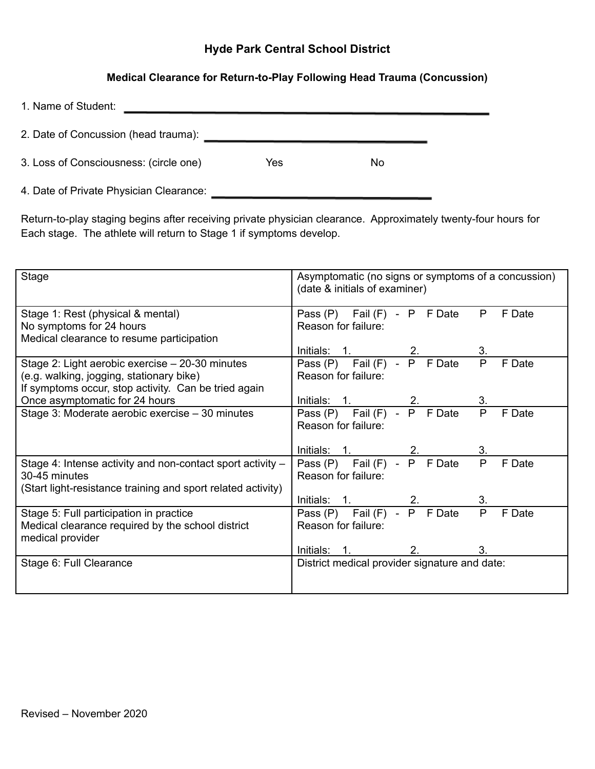## Hyde Park Central School District

### Medical Clearance for Return-to-Play Following Head Trauma (Concussion)

1. Name of Student: \_\_\_\_\_\_\_\_\_\_\_\_\_\_\_\_\_\_\_\_\_\_\_\_\_\_\_\_\_\_\_\_\_\_\_\_\_\_\_\_

2. Date of Concussion (head trauma): \_\_\_\_\_\_\_\_\_\_\_\_\_\_\_\_\_\_\_\_\_\_\_\_

3. Loss of Consciousness: (circle one)     Yes     No

4. Date of Private Physician Clearance: \_\_\_\_\_\_\_\_\_\_\_\_\_\_\_\_\_\_\_\_\_\_\_\_

Return-to-play staging begins after receiving private physician clearance. Approximately twenty-four hours for Each stage. The athlete will return to Stage 1 if symptoms develop.

| Stage | Asymptomatic (no signs or symptoms of a concussion) (date & initials of examiner) |
|---|---|
| Stage 1: Rest (physical & mental)<br>No symptoms for 24 hours<br>Medical clearance to resume participation | Pass (P) Fail (F) - P F Date P F Date<br>Reason for failure:<br><br>Initials: 1. 2. 3. |
| Stage 2: Light aerobic exercise – 20-30 minutes<br>(e.g. walking, jogging, stationary bike)<br>If symptoms occur, stop activity. Can be tried again<br>Once asymptomatic for 24 hours | Pass (P) Fail (F) - P F Date P F Date<br>Reason for failure:<br><br>Initials: 1. 2. 3. |
| Stage 3: Moderate aerobic exercise – 30 minutes | Pass (P) Fail (F) - P F Date P F Date<br>Reason for failure:<br><br>Initials: 1. 2. 3. |
| Stage 4: Intense activity and non-contact sport activity – 30-45 minutes<br>(Start light-resistance training and sport related activity) | Pass (P) Fail (F) - P F Date P F Date<br>Reason for failure:<br><br>Initials: 1. 2. 3. |
| Stage 5: Full participation in practice<br>Medical clearance required by the school district medical provider | Pass (P) Fail (F) - P F Date P F Date<br>Reason for failure:<br><br>Initials: 1. 2. 3. |
| Stage 6: Full Clearance | District medical provider signature and date: |

Revised – November 2020